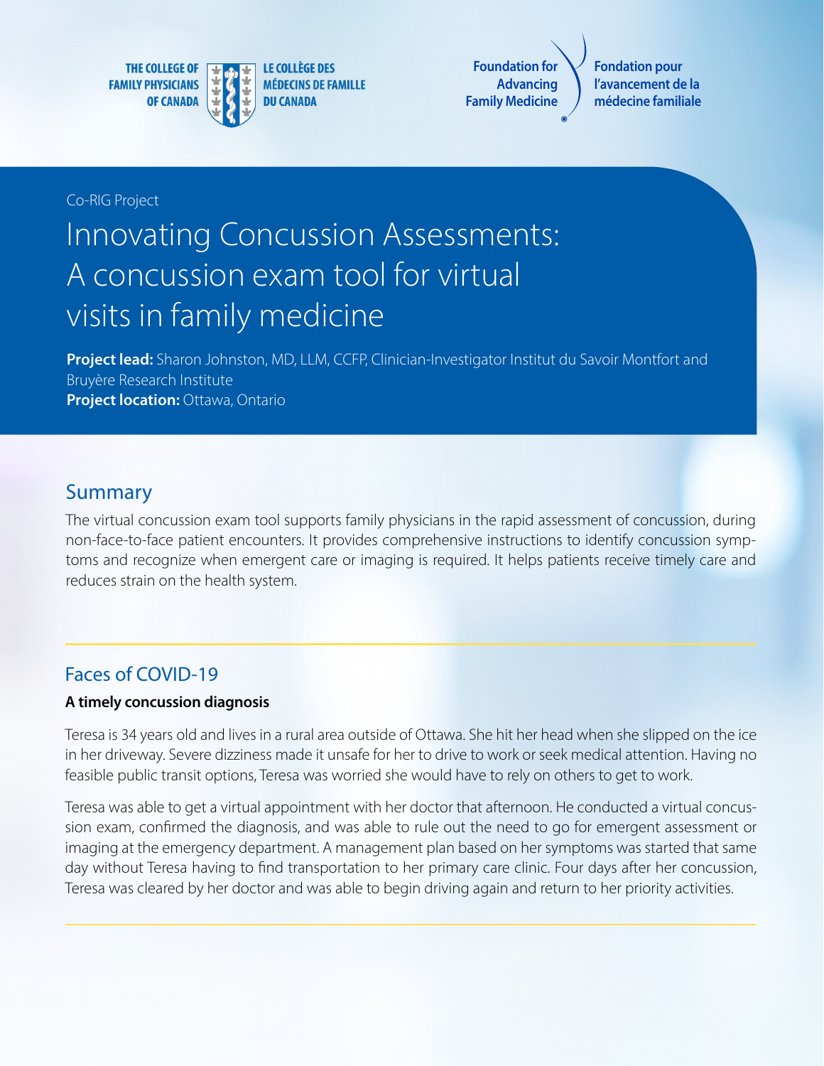THE COLLEGE OF FAMILY PHYSICIANS OF CANADA | LE COLLÈGE DES MÉDECINS DE FAMILLE DU CANADA

Foundation for Advancing Family Medicine | Fondation pour l'avancement de la médecine familiale

Co-RIG Project

# Innovating Concussion Assessments: A concussion exam tool for virtual visits in family medicine

**Project lead:** Sharon Johnston, MD, LLM, CCFP, Clinician-Investigator Institut du Savoir Montfort and Bruyère Research Institute
**Project location:** Ottawa, Ontario

## Summary

The virtual concussion exam tool supports family physicians in the rapid assessment of concussion, during non-face-to-face patient encounters. It provides comprehensive instructions to identify concussion symptoms and recognize when emergent care or imaging is required. It helps patients receive timely care and reduces strain on the health system.

## Faces of COVID-19

**A timely concussion diagnosis**

Teresa is 34 years old and lives in a rural area outside of Ottawa. She hit her head when she slipped on the ice in her driveway. Severe dizziness made it unsafe for her to drive to work or seek medical attention. Having no feasible public transit options, Teresa was worried she would have to rely on others to get to work.

Teresa was able to get a virtual appointment with her doctor that afternoon. He conducted a virtual concussion exam, confirmed the diagnosis, and was able to rule out the need to go for emergent assessment or imaging at the emergency department. A management plan based on her symptoms was started that same day without Teresa having to find transportation to her primary care clinic. Four days after her concussion, Teresa was cleared by her doctor and was able to begin driving again and return to her priority activities.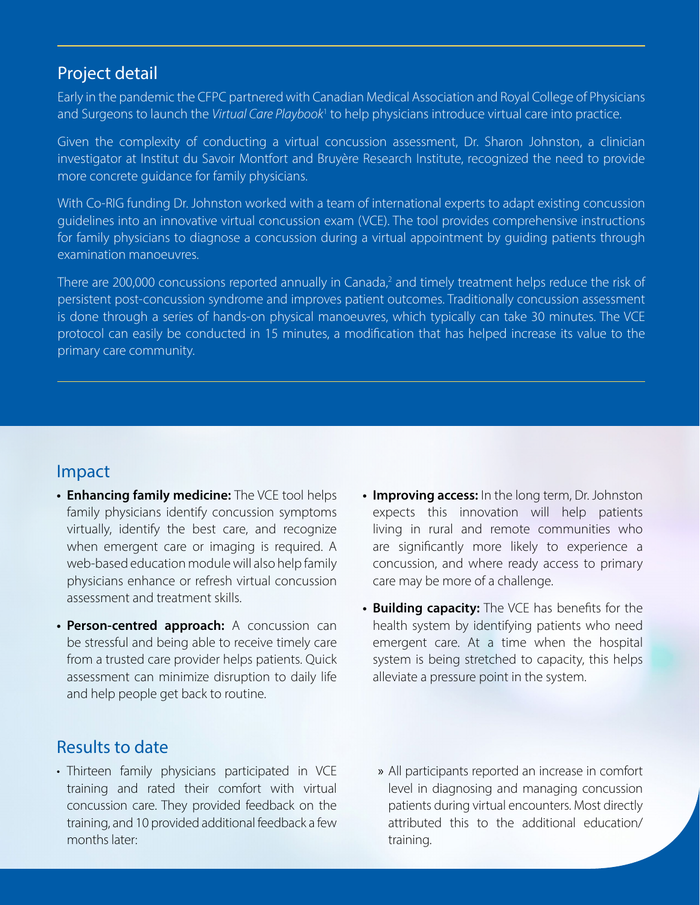## Project detail

Early in the pandemic the CFPC partnered with Canadian Medical Association and Royal College of Physicians and Surgeons to launch the *Virtual Care Playbook*[1] to help physicians introduce virtual care into practice.

Given the complexity of conducting a virtual concussion assessment, Dr. Sharon Johnston, a clinician investigator at Institut du Savoir Montfort and Bruyère Research Institute, recognized the need to provide more concrete guidance for family physicians.

With Co-RIG funding Dr. Johnston worked with a team of international experts to adapt existing concussion guidelines into an innovative virtual concussion exam (VCE). The tool provides comprehensive instructions for family physicians to diagnose a concussion during a virtual appointment by guiding patients through examination manoeuvres.

There are 200,000 concussions reported annually in Canada,[2] and timely treatment helps reduce the risk of persistent post-concussion syndrome and improves patient outcomes. Traditionally concussion assessment is done through a series of hands-on physical manoeuvres, which typically can take 30 minutes. The VCE protocol can easily be conducted in 15 minutes, a modification that has helped increase its value to the primary care community.

## Impact

- **Enhancing family medicine:** The VCE tool helps family physicians identify concussion symptoms virtually, identify the best care, and recognize when emergent care or imaging is required. A web-based education module will also help family physicians enhance or refresh virtual concussion assessment and treatment skills.
- **Person-centred approach:** A concussion can be stressful and being able to receive timely care from a trusted care provider helps patients. Quick assessment can minimize disruption to daily life and help people get back to routine.
- **Improving access:** In the long term, Dr. Johnston expects this innovation will help patients living in rural and remote communities who are significantly more likely to experience a concussion, and where ready access to primary care may be more of a challenge.
- **Building capacity:** The VCE has benefits for the health system by identifying patients who need emergent care. At a time when the hospital system is being stretched to capacity, this helps alleviate a pressure point in the system.

## Results to date

- Thirteen family physicians participated in VCE training and rated their comfort with virtual concussion care. They provided feedback on the training, and 10 provided additional feedback a few months later:
  - All participants reported an increase in comfort level in diagnosing and managing concussion patients during virtual encounters. Most directly attributed this to the additional education/ training.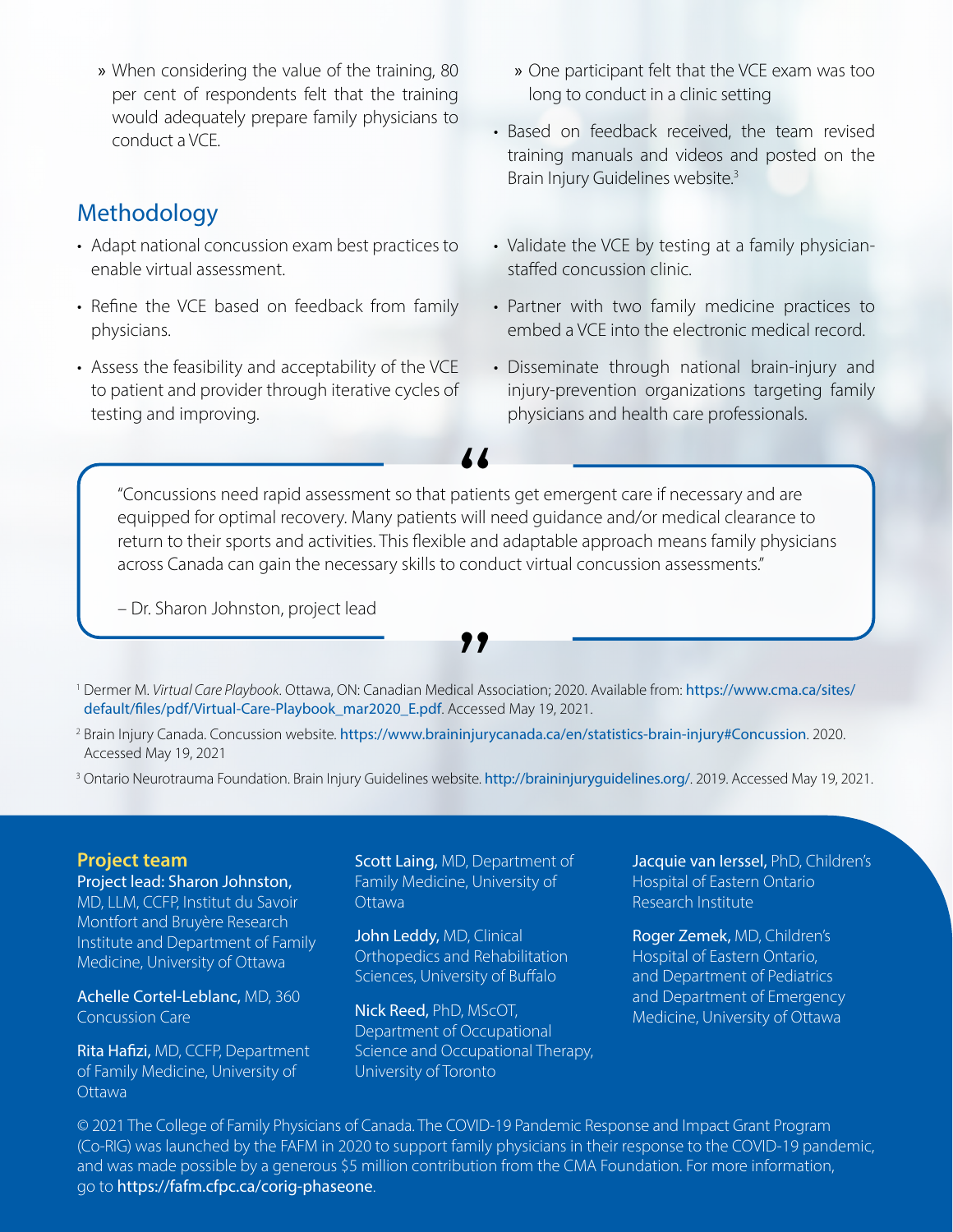» When considering the value of the training, 80 per cent of respondents felt that the training would adequately prepare family physicians to conduct a VCE.

» One participant felt that the VCE exam was too long to conduct in a clinic setting

- Based on feedback received, the team revised training manuals and videos and posted on the Brain Injury Guidelines website.[3]

## Methodology

- Adapt national concussion exam best practices to enable virtual assessment.
- Refine the VCE based on feedback from family physicians.
- Assess the feasibility and acceptability of the VCE to patient and provider through iterative cycles of testing and improving.
- Validate the VCE by testing at a family physician-staffed concussion clinic.
- Partner with two family medicine practices to embed a VCE into the electronic medical record.
- Disseminate through national brain-injury and injury-prevention organizations targeting family physicians and health care professionals.

> "Concussions need rapid assessment so that patients get emergent care if necessary and are equipped for optimal recovery. Many patients will need guidance and/or medical clearance to return to their sports and activities. This flexible and adaptable approach means family physicians across Canada can gain the necessary skills to conduct virtual concussion assessments."
>
> – Dr. Sharon Johnston, project lead

[1] Dermer M. *Virtual Care Playbook*. Ottawa, ON: Canadian Medical Association; 2020. Available from: https://www.cma.ca/sites/default/files/pdf/Virtual-Care-Playbook_mar2020_E.pdf. Accessed May 19, 2021.

[2] Brain Injury Canada. Concussion website. https://www.braininjurycanada.ca/en/statistics-brain-injury#Concussion. 2020. Accessed May 19, 2021

[3] Ontario Neurotrauma Foundation. Brain Injury Guidelines website. http://braininjuryguidelines.org/. 2019. Accessed May 19, 2021.

## Project team

**Project lead: Sharon Johnston,** MD, LLM, CCFP, Institut du Savoir Montfort and Bruyère Research Institute and Department of Family Medicine, University of Ottawa

**Achelle Cortel-Leblanc,** MD, 360 Concussion Care

**Rita Hafizi,** MD, CCFP, Department of Family Medicine, University of Ottawa

**Scott Laing,** MD, Department of Family Medicine, University of Ottawa

**John Leddy,** MD, Clinical Orthopedics and Rehabilitation Sciences, University of Buffalo

**Nick Reed,** PhD, MScOT, Department of Occupational Science and Occupational Therapy, University of Toronto

**Jacquie van Ierssel,** PhD, Children's Hospital of Eastern Ontario Research Institute

**Roger Zemek,** MD, Children's Hospital of Eastern Ontario, and Department of Pediatrics and Department of Emergency Medicine, University of Ottawa

© 2021 The College of Family Physicians of Canada. The COVID-19 Pandemic Response and Impact Grant Program (Co-RIG) was launched by the FAFM in 2020 to support family physicians in their response to the COVID-19 pandemic, and was made possible by a generous $5 million contribution from the CMA Foundation. For more information, go to https://fafm.cfpc.ca/corig-phaseone.